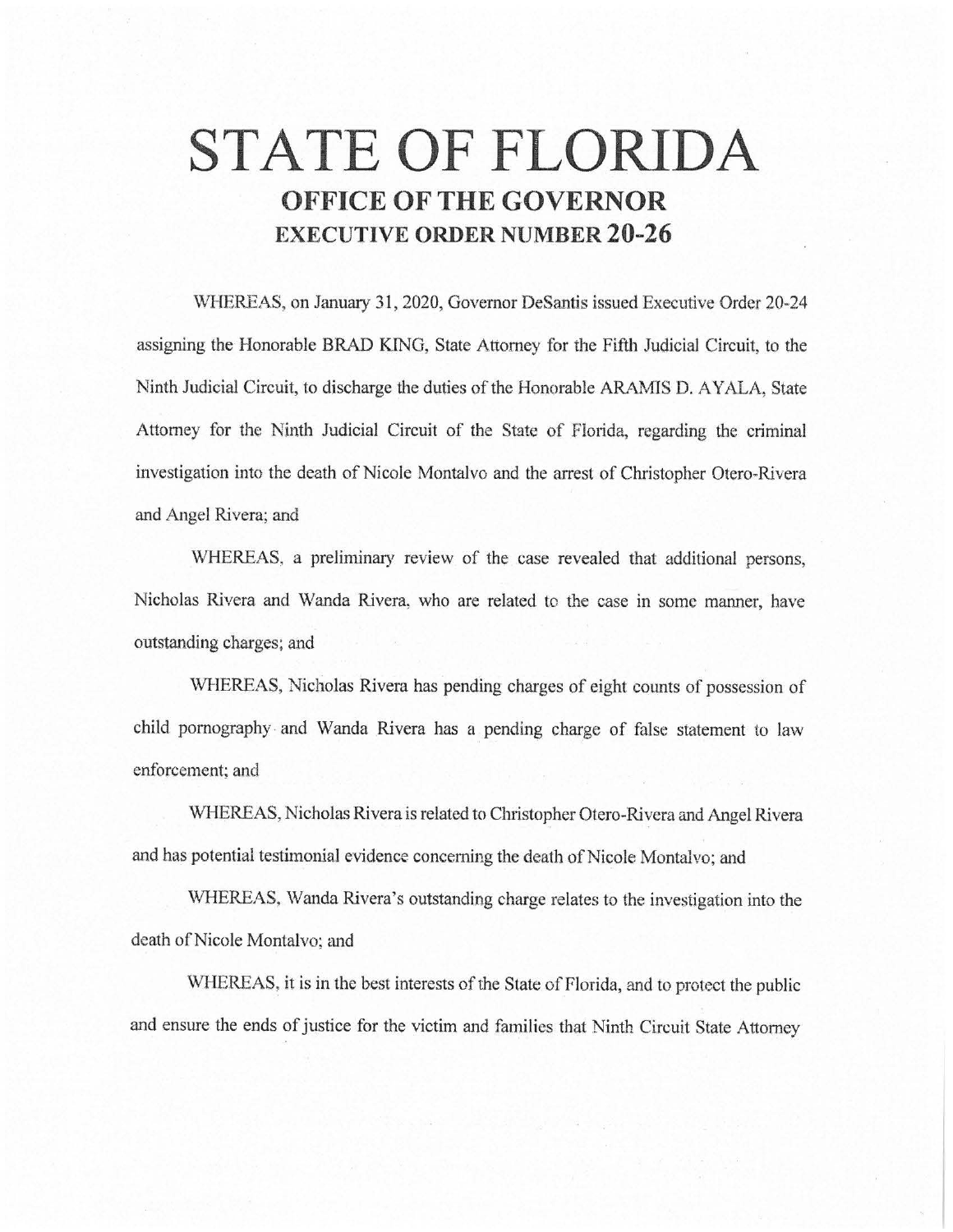# STATE OF FLORIDA

## OFFICE OF THE GOVERNOR

## EXECUTIVE ORDER NUMBER 20-26

WHEREAS, on January 31, 2020, Governor DeSantis issued Executive Order 20-24 assigning the Honorable BRAD KING, State Attorney for the Fifth Judicial Circuit, to the Ninth Judicial Circuit, to discharge the duties of the Honorable ARAMIS D. AYALA, State Attorney for the Ninth Judicial Circuit of the State of Florida, regarding the criminal investigation into the death of Nicole Montalvo and the arrest of Christopher Otero-Rivera and Angel Rivera; and

WHEREAS, a preliminary review of the case revealed that additional persons, Nicholas Rivera and Wanda Rivera, who are related to the case in some manner, have outstanding charges; and

WHEREAS, Nicholas Rivera has pending charges of eight counts of possession of child pornography and Wanda Rivera has a pending charge of false statement to law enforcement; and

WHEREAS, Nicholas Rivera is related to Christopher Otero-Rivera and Angel Rivera and has potential testimonial evidence concerning the death of Nicole Montalvo; and

WHEREAS, Wanda Rivera's outstanding charge relates to the investigation into the death of Nicole Montalvo; and

WHEREAS, it is in the best interests of the State of Florida, and to protect the public and ensure the ends of justice for the victim and families that Ninth Circuit State Attorney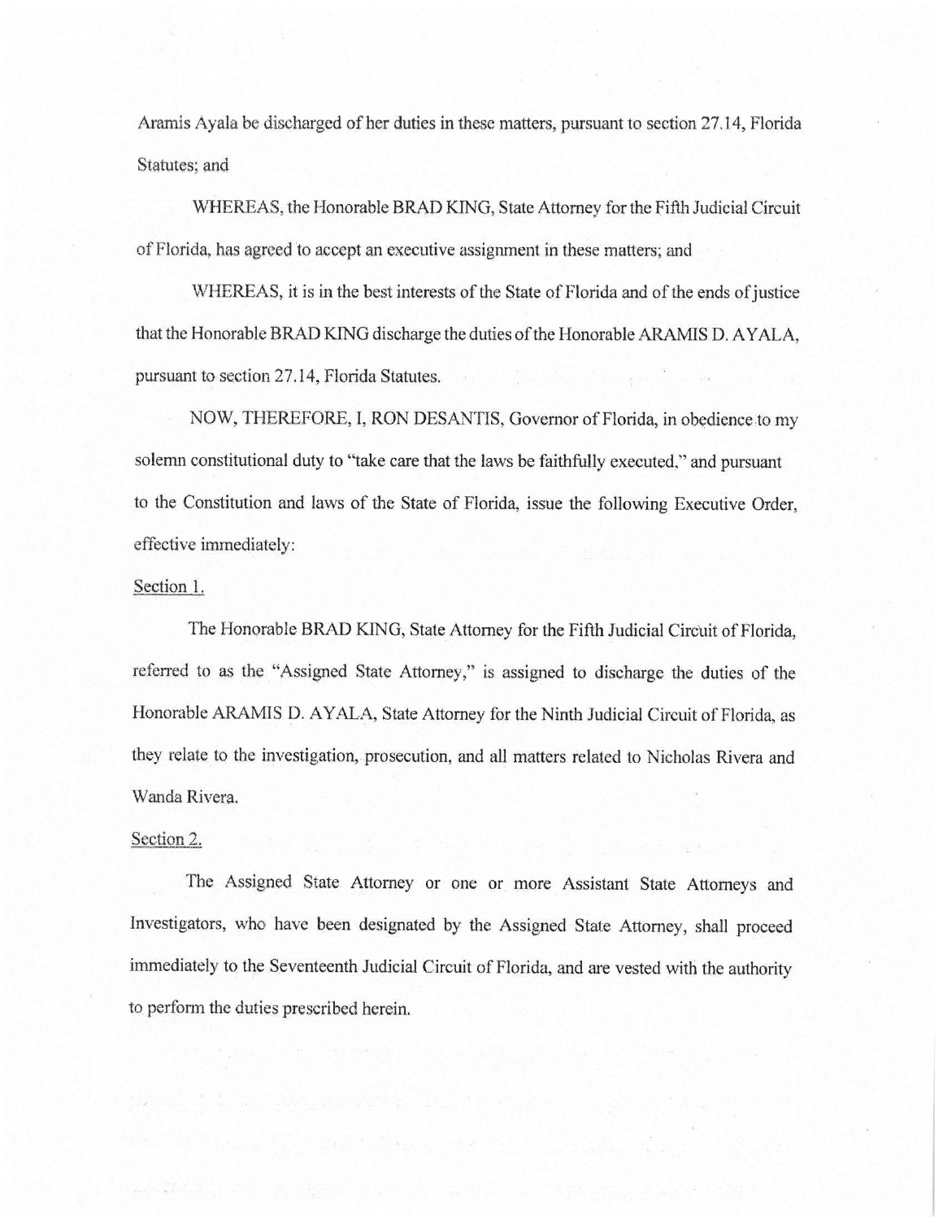Aramis Ayala be discharged of her duties in these matters, pursuant to section 27.14, Florida Statutes; and

WHEREAS, the Honorable BRAD KING, State Attorney for the Fifth Judicial Circuit of Florida, has agreed to accept an executive assignment in these matters; and

WHEREAS, it is in the best interests of the State of Florida and of the ends of justice that the Honorable BRAD KING discharge the duties of the Honorable ARAMIS D. AYALA, pursuant to section 27.14, Florida Statutes.

NOW, THEREFORE, I, RON DESANTIS, Governor of Florida, in obedience to my solemn constitutional duty to "take care that the laws be faithfully executed," and pursuant to the Constitution and laws of the State of Florida, issue the following Executive Order, effective immediately:

Section 1.

The Honorable BRAD KING, State Attorney for the Fifth Judicial Circuit of Florida, referred to as the "Assigned State Attorney," is assigned to discharge the duties of the Honorable ARAMIS D. AYALA, State Attorney for the Ninth Judicial Circuit of Florida, as they relate to the investigation, prosecution, and all matters related to Nicholas Rivera and Wanda Rivera.

Section 2.

The Assigned State Attorney or one or more Assistant State Attorneys and Investigators, who have been designated by the Assigned State Attorney, shall proceed immediately to the Seventeenth Judicial Circuit of Florida, and are vested with the authority to perform the duties prescribed herein.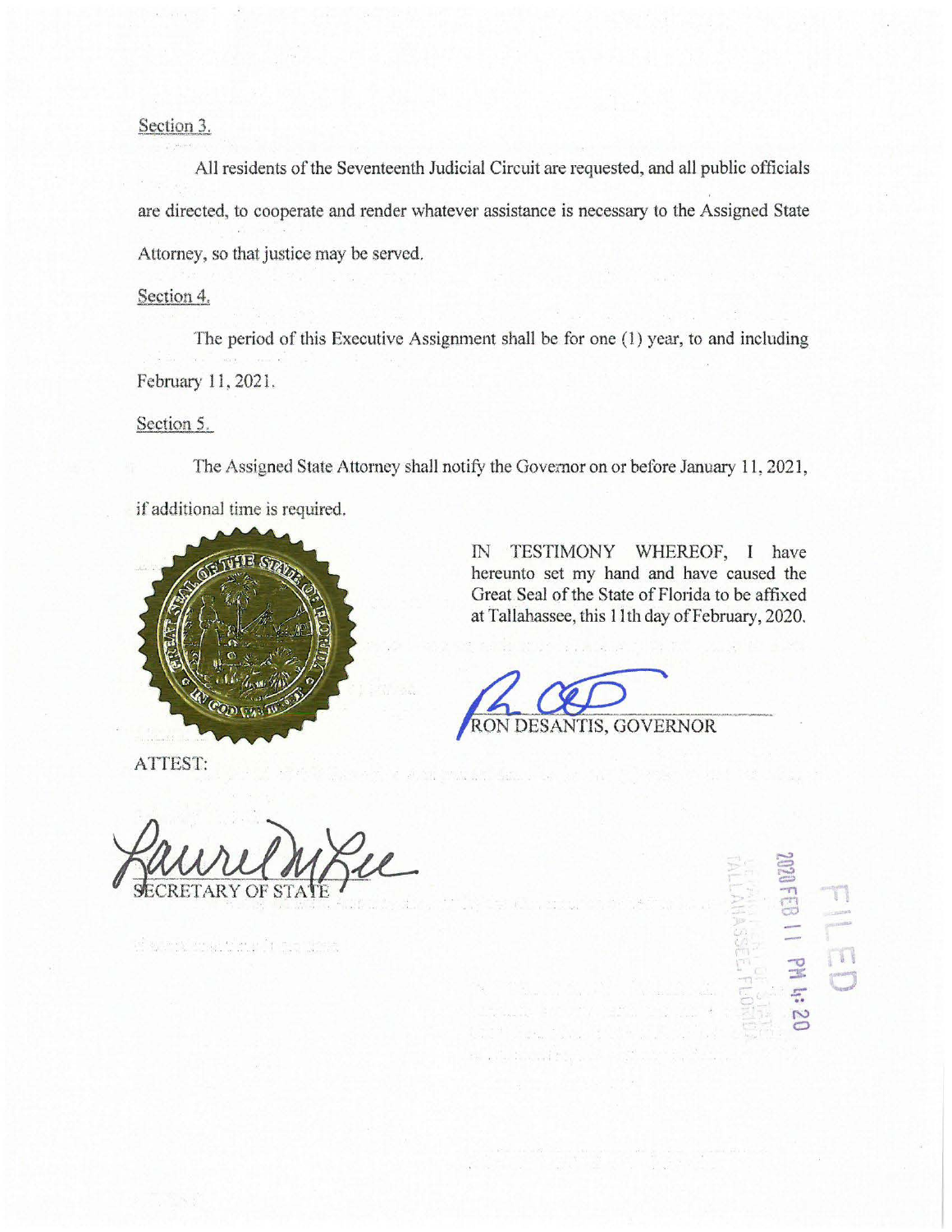Section 3.

All residents of the Seventeenth Judicial Circuit are requested, and all public officials are directed, to cooperate and render whatever assistance is necessary to the Assigned State Attorney, so that justice may be served.

Section 4.

The period of this Executive Assignment shall be for one (1) year, to and including February 11, 2021.

Section 5.

The Assigned State Attorney shall notify the Governor on or before January 11, 2021, if additional time is required.

IN TESTIMONY WHEREOF, I have hereunto set my hand and have caused the Great Seal of the State of Florida to be affixed at Tallahassee, this 11th day of February, 2020.

RON DESANTIS, GOVERNOR

ATTEST:

SECRETARY OF STATE

FILED

2020 FEB 11 PM 4:20

DEPARTMENT OF STATE
TALLAHASSEE, FLORIDA